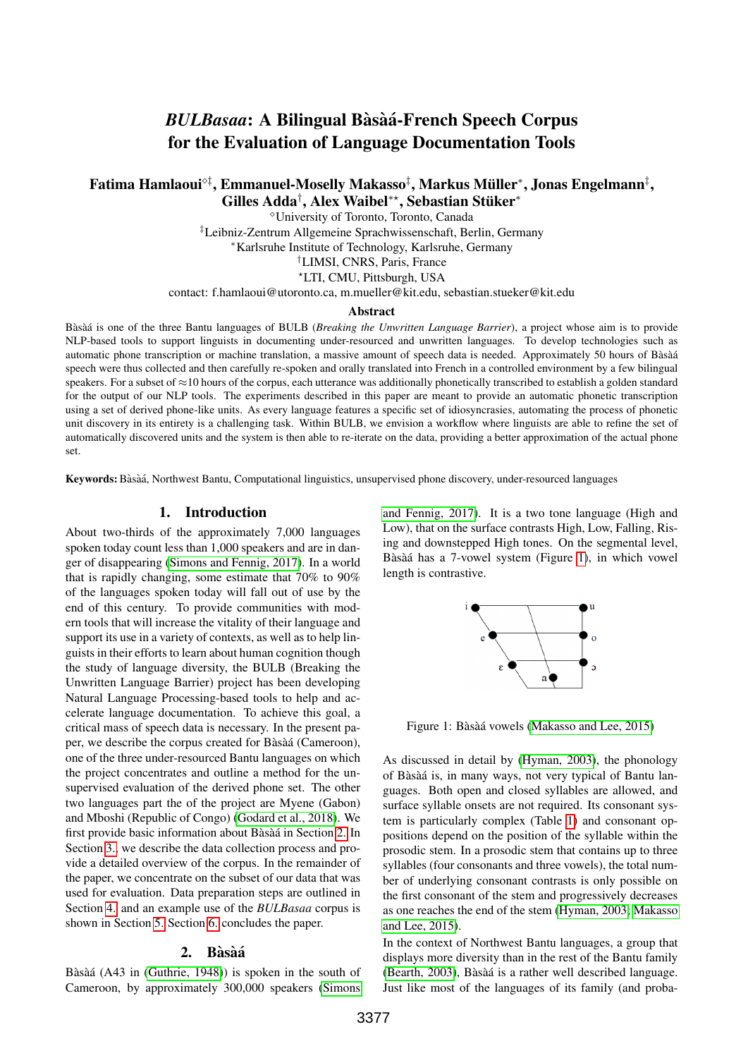# *BULBasaa*: A Bilingual Bàsàá-French Speech Corpus for the Evaluation of Language Documentation Tools

**Fatima Hamlaoui[◇‡], Emmanuel-Moselly Makasso[‡], Markus Müller[*], Jonas Engelmann[‡], Gilles Adda[†], Alex Waibel[*⋆], Sebastian Stüker[*]**

[◇]University of Toronto, Toronto, Canada
[‡]Leibniz-Zentrum Allgemeine Sprachwissenschaft, Berlin, Germany
[*]Karlsruhe Institute of Technology, Karlsruhe, Germany
[†]LIMSI, CNRS, Paris, France
[⋆]LTI, CMU, Pittsburgh, USA
contact: f.hamlaoui@utoronto.ca, m.mueller@kit.edu, sebastian.stueker@kit.edu

## Abstract

Bàsàá is one of the three Bantu languages of BULB (*Breaking the Unwritten Language Barrier*), a project whose aim is to provide NLP-based tools to support linguists in documenting under-resourced and unwritten languages. To develop technologies such as automatic phone transcription or machine translation, a massive amount of speech data is needed. Approximately 50 hours of Bàsàá speech were thus collected and then carefully re-spoken and orally translated into French in a controlled environment by a few bilingual speakers. For a subset of ≈10 hours of the corpus, each utterance was additionally phonetically transcribed to establish a golden standard for the output of our NLP tools. The experiments described in this paper are meant to provide an automatic phonetic transcription using a set of derived phone-like units. As every language features a specific set of idiosyncrasies, automating the process of phonetic unit discovery in its entirety is a challenging task. Within BULB, we envision a workflow where linguists are able to refine the set of automatically discovered units and the system is then able to re-iterate on the data, providing a better approximation of the actual phone set.

**Keywords:** Bàsàá, Northwest Bantu, Computational linguistics, unsupervised phone discovery, under-resourced languages

## 1. Introduction

About two-thirds of the approximately 7,000 languages spoken today count less than 1,000 speakers and are in danger of disappearing (Simons and Fennig, 2017). In a world that is rapidly changing, some estimate that 70% to 90% of the languages spoken today will fall out of use by the end of this century. To provide communities with modern tools that will increase the vitality of their language and support its use in a variety of contexts, as well as to help linguists in their efforts to learn about human cognition though the study of language diversity, the BULB (Breaking the Unwritten Language Barrier) project has been developing Natural Language Processing-based tools to help and accelerate language documentation. To achieve this goal, a critical mass of speech data is necessary. In the present paper, we describe the corpus created for Bàsàá (Cameroon), one of the three under-resourced Bantu languages on which the project concentrates and outline a method for the unsupervised evaluation of the derived phone set. The other two languages part the of the project are Myene (Gabon) and Mboshi (Republic of Congo) (Godard et al., 2018). We first provide basic information about Bàsàá in Section 2. In Section 3., we describe the data collection process and provide a detailed overview of the corpus. In the remainder of the paper, we concentrate on the subset of our data that was used for evaluation. Data preparation steps are outlined in Section 4. and an example use of the *BULBasaa* corpus is shown in Section 5. Section 6. concludes the paper.

## 2. Bàsàá

Bàsàá (A43 in (Guthrie, 1948)) is spoken in the south of Cameroon, by approximately 300,000 speakers (Simons and Fennig, 2017). It is a two tone language (High and Low), that on the surface contrasts High, Low, Falling, Rising and downstepped High tones. On the segmental level, Bàsàá has a 7-vowel system (Figure 1), in which vowel length is contrastive.

Figure 1: Bàsàá vowels (Makasso and Lee, 2015)

As discussed in detail by (Hyman, 2003), the phonology of Bàsàá is, in many ways, not very typical of Bantu languages. Both open and closed syllables are allowed, and surface syllable onsets are not required. Its consonant system is particularly complex (Table 1) and consonant oppositions depend on the position of the syllable within the prosodic stem. In a prosodic stem that contains up to three syllables (four consonants and three vowels), the total number of underlying consonant contrasts is only possible on the first consonant of the stem and progressively decreases as one reaches the end of the stem (Hyman, 2003; Makasso and Lee, 2015).

In the context of Northwest Bantu languages, a group that displays more diversity than in the rest of the Bantu family (Bearth, 2003), Bàsàá is a rather well described language. Just like most of the languages of its family (and proba-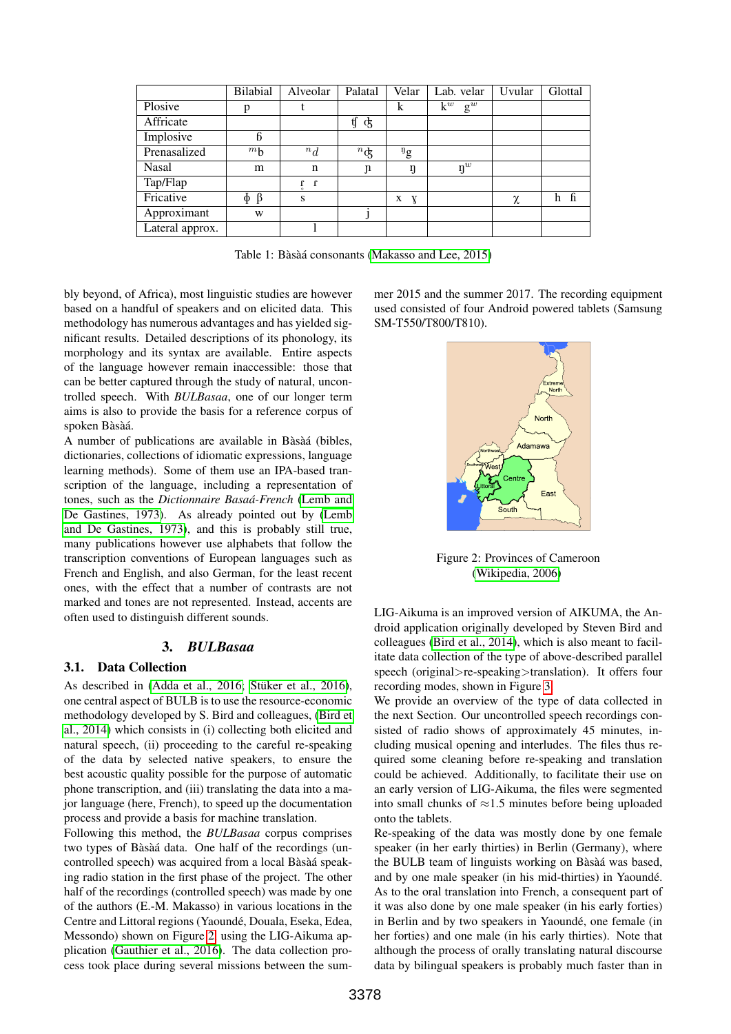|  | Bilabial | Alveolar | Palatal | Velar | Lab. velar | Uvular | Glottal |
|---|---|---|---|---|---|---|---|
| Plosive | p | t |  | k | kʷ gʷ |  |  |
| Affricate |  |  | ʧ ʤ |  |  |  |  |
| Implosive | ɓ |  |  |  |  |  |  |
| Prenasalized | ᵐb | ⁿd | ⁿʤ | ᵑg |  |  |  |
| Nasal | m | n | ɲ | ŋ | ŋʷ |  |  |
| Tap/Flap |  | ɾ̥ ɾ |  |  |  |  |  |
| Fricative | ɸ β | s |  | x ɣ |  | χ | h ɦ |
| Approximant | w |  | j |  |  |  |  |
| Lateral approx. |  | l |  |  |  |  |  |

Table 1: Bàsàá consonants (Makasso and Lee, 2015)

bly beyond, of Africa), most linguistic studies are however based on a handful of speakers and on elicited data. This methodology has numerous advantages and has yielded significant results. Detailed descriptions of its phonology, its morphology and its syntax are available. Entire aspects of the language however remain inaccessible: those that can be better captured through the study of natural, uncontrolled speech. With *BULBasaa*, one of our longer term aims is also to provide the basis for a reference corpus of spoken Bàsàá.

A number of publications are available in Bàsàá (bibles, dictionaries, collections of idiomatic expressions, language learning methods). Some of them use an IPA-based transcription of the language, including a representation of tones, such as the *Dictionnaire Basaá-French* (Lemb and De Gastines, 1973). As already pointed out by (Lemb and De Gastines, 1973), and this is probably still true, many publications however use alphabets that follow the transcription conventions of European languages such as French and English, and also German, for the least recent ones, with the effect that a number of contrasts are not marked and tones are not represented. Instead, accents are often used to distinguish different sounds.

## 3. *BULBasaa*

### 3.1. Data Collection

As described in (Adda et al., 2016; Stüker et al., 2016), one central aspect of BULB is to use the resource-economic methodology developed by S. Bird and colleagues, (Bird et al., 2014) which consists in (i) collecting both elicited and natural speech, (ii) proceeding to the careful re-speaking of the data by selected native speakers, to ensure the best acoustic quality possible for the purpose of automatic phone transcription, and (iii) translating the data into a major language (here, French), to speed up the documentation process and provide a basis for machine translation.

Following this method, the *BULBasaa* corpus comprises two types of Bàsàá data. One half of the recordings (uncontrolled speech) was acquired from a local Bàsàá speaking radio station in the first phase of the project. The other half of the recordings (controlled speech) was made by one of the authors (E.-M. Makasso) in various locations in the Centre and Littoral regions (Yaoundé, Douala, Eseka, Edea, Messondo) shown on Figure 2, using the LIG-Aikuma application (Gauthier et al., 2016). The data collection process took place during several missions between the summer 2015 and the summer 2017. The recording equipment used consisted of four Android powered tablets (Samsung SM-T550/T800/T810).

Figure 2: Provinces of Cameroon (Wikipedia, 2006)

LIG-Aikuma is an improved version of AIKUMA, the Android application originally developed by Steven Bird and colleagues (Bird et al., 2014), which is also meant to facilitate data collection of the type of above-described parallel speech (original>re-speaking>translation). It offers four recording modes, shown in Figure 3.

We provide an overview of the type of data collected in the next Section. Our uncontrolled speech recordings consisted of radio shows of approximately 45 minutes, including musical opening and interludes. The files thus required some cleaning before re-speaking and translation could be achieved. Additionally, to facilitate their use on an early version of LIG-Aikuma, the files were segmented into small chunks of ≈1.5 minutes before being uploaded onto the tablets.

Re-speaking of the data was mostly done by one female speaker (in her early thirties) in Berlin (Germany), where the BULB team of linguists working on Bàsàá was based, and by one male speaker (in his mid-thirties) in Yaoundé. As to the oral translation into French, a consequent part of it was also done by one male speaker (in his early forties) in Berlin and by two speakers in Yaoundé, one female (in her forties) and one male (in his early thirties). Note that although the process of orally translating natural discourse data by bilingual speakers is probably much faster than in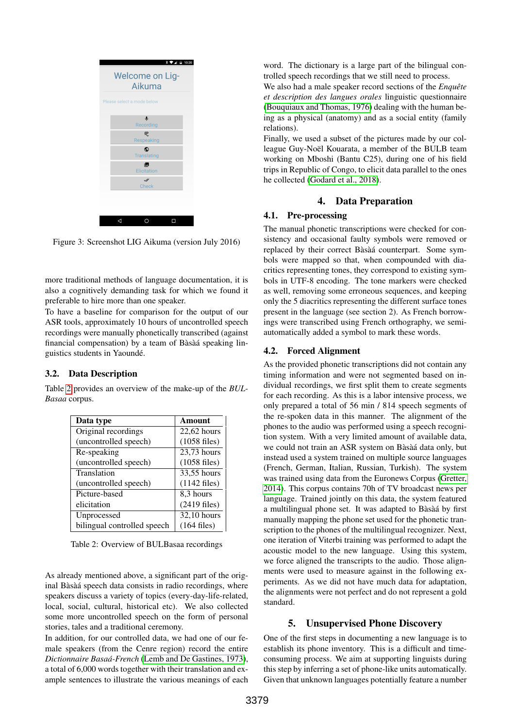Figure 3: Screenshot LIG Aikuma (version July 2016)

more traditional methods of language documentation, it is also a cognitively demanding task for which we found it preferable to hire more than one speaker.
To have a baseline for comparison for the output of our ASR tools, approximately 10 hours of uncontrolled speech recordings were manually phonetically transcribed (against financial compensation) by a team of Bàsàá speaking linguistics students in Yaoundé.

### 3.2. Data Description

Table 2 provides an overview of the make-up of the *BUL-Basaa* corpus.

| Data type | Amount |
|---|---|
| Original recordings (uncontrolled speech) | 22,62 hours (1058 files) |
| Re-speaking (uncontrolled speech) | 23,73 hours (1058 files) |
| Translation (uncontrolled speech) | 33,55 hours (1142 files) |
| Picture-based elicitation | 8,3 hours (2419 files) |
| Unprocessed bilingual controlled speech | 32,10 hours (164 files) |

Table 2: Overview of BULBasaa recordings

As already mentioned above, a significant part of the original Bàsàá speech data consists in radio recordings, where speakers discuss a variety of topics (every-day-life-related, local, social, cultural, historical etc). We also collected some more uncontrolled speech on the form of personal stories, tales and a traditional ceremony.
In addition, for our controlled data, we had one of our female speakers (from the Cenre region) record the entire *Dictionnaire Basaá-French* (Lemb and De Gastines, 1973), a total of 6,000 words together with their translation and example sentences to illustrate the various meanings of each word. The dictionary is a large part of the bilingual controlled speech recordings that we still need to process.
We also had a male speaker record sections of the *Enquête et description des langues orales* linguistic questionnaire (Bouquiaux and Thomas, 1976) dealing with the human being as a physical (anatomy) and as a social entity (family relations).
Finally, we used a subset of the pictures made by our colleague Guy-Noël Kouarata, a member of the BULB team working on Mboshi (Bantu C25), during one of his field trips in Republic of Congo, to elicit data parallel to the ones he collected (Godard et al., 2018).

## 4. Data Preparation

### 4.1. Pre-processing

The manual phonetic transcriptions were checked for consistency and occasional faulty symbols were removed or replaced by their correct Bàsàá counterpart. Some symbols were mapped so that, when compounded with diacritics representing tones, they correspond to existing symbols in UTF-8 encoding. The tone markers were checked as well, removing some erroneous sequences, and keeping only the 5 diacritics representing the different surface tones present in the language (see section 2). As French borrowings were transcribed using French orthography, we semi-automatically added a symbol to mark these words.

### 4.2. Forced Alignment

As the provided phonetic transcriptions did not contain any timing information and were not segmented based on individual recordings, we first split them to create segments for each recording. As this is a labor intensive process, we only prepared a total of 56 min / 814 speech segments of the re-spoken data in this manner. The alignment of the phones to the audio was performed using a speech recognition system. With a very limited amount of available data, we could not train an ASR system on Bàsàá data only, but instead used a system trained on multiple source languages (French, German, Italian, Russian, Turkish). The system was trained using data from the Euronews Corpus (Gretter, 2014). This corpus contains 70h of TV broadcast news per language. Trained jointly on this data, the system featured a multilingual phone set. It was adapted to Bàsàá by first manually mapping the phone set used for the phonetic transcription to the phones of the multilingual recognizer. Next, one iteration of Viterbi training was performed to adapt the acoustic model to the new language. Using this system, we force aligned the transcripts to the audio. Those alignments were used to measure against in the following experiments. As we did not have much data for adaptation, the alignments were not perfect and do not represent a gold standard.

## 5. Unsupervised Phone Discovery

One of the first steps in documenting a new language is to establish its phone inventory. This is a difficult and time-consuming process. We aim at supporting linguists during this step by inferring a set of phone-like units automatically. Given that unknown languages potentially feature a number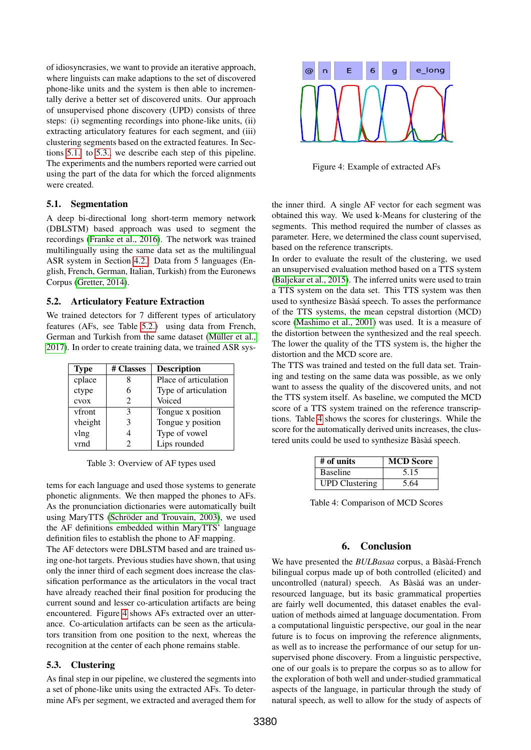of idiosyncrasies, we want to provide an iterative approach, where linguists can make adaptions to the set of discovered phone-like units and the system is then able to incrementally derive a better set of discovered units. Our approach of unsupervised phone discovery (UPD) consists of three steps: (i) segmenting recordings into phone-like units, (ii) extracting articulatory features for each segment, and (iii) clustering segments based on the extracted features. In Sections 5.1. to 5.3. we describe each step of this pipeline. The experiments and the numbers reported were carried out using the part of the data for which the forced alignments were created.

## 5.1. Segmentation

A deep bi-directional long short-term memory network (DBLSTM) based approach was used to segment the recordings (Franke et al., 2016). The network was trained multilingually using the same data set as the multilingual ASR system in Section 4.2. Data from 5 languages (English, French, German, Italian, Turkish) from the Euronews Corpus (Gretter, 2014).

## 5.2. Articulatory Feature Extraction

We trained detectors for 7 different types of articulatory features (AFs, see Table 5.2.) using data from French, German and Turkish from the same dataset (Müller et al., 2017). In order to create training data, we trained ASR systems for each language and used those systems to generate phonetic alignments. We then mapped the phones to AFs. As the pronunciation dictionaries were automatically built using MaryTTS (Schröder and Trouvain, 2003), we used the AF definitions embedded within MaryTTS' language definition files to establish the phone to AF mapping.

| Type | # Classes | Description |
|---|---|---|
| cplace | 8 | Place of articulation |
| ctype | 6 | Type of articulation |
| cvox | 2 | Voiced |
| vfront | 3 | Tongue x position |
| vheight | 3 | Tongue y position |
| vlng | 4 | Type of vowel |
| vrnd | 2 | Lips rounded |

Table 3: Overview of AF types used

The AF detectors were DBLSTM based and are trained using one-hot targets. Previous studies have shown, that using only the inner third of each segment does increase the classification performance as the articulators in the vocal tract have already reached their final position for producing the current sound and lesser co-articulation artifacts are being encountered. Figure 4 shows AFs extracted over an utterance. Co-articulation artifacts can be seen as the articulators transition from one position to the next, whereas the recognition at the center of each phone remains stable.

Figure 4: Example of extracted AFs

## 5.3. Clustering

As final step in our pipeline, we clustered the segments into a set of phone-like units using the extracted AFs. To determine AFs per segment, we extracted and averaged them for the inner third. A single AF vector for each segment was obtained this way. We used k-Means for clustering of the segments. This method required the number of classes as parameter. Here, we determined the class count supervised, based on the reference transcripts.

In order to evaluate the result of the clustering, we used an unsupervised evaluation method based on a TTS system (Baljekar et al., 2015). The inferred units were used to train a TTS system on the data set. This TTS system was then used to synthesize Bàsàá speech. To asses the performance of the TTS systems, the mean cepstral distortion (MCD) score (Mashimo et al., 2001) was used. It is a measure of the distortion between the synthesized and the real speech. The lower the quality of the TTS system is, the higher the distortion and the MCD score are.

The TTS was trained and tested on the full data set. Training and testing on the same data was possible, as we only want to assess the quality of the discovered units, and not the TTS system itself. As baseline, we computed the MCD score of a TTS system trained on the reference transcriptions. Table 4 shows the scores for clusterings. While the score for the automatically derived units increases, the clustered units could be used to synthesize Bàsàá speech.

| # of units | MCD Score |
|---|---|
| Baseline | 5.15 |
| UPD Clustering | 5.64 |

Table 4: Comparison of MCD Scores

# 6. Conclusion

We have presented the *BULBasaa* corpus, a Bàsàá-French bilingual corpus made up of both controlled (elicited) and uncontrolled (natural) speech. As Bàsàá was an under-resourced language, but its basic grammatical properties are fairly well documented, this dataset enables the evaluation of methods aimed at language documentation. From a computational linguistic perspective, our goal in the near future is to focus on improving the reference alignments, as well as to increase the performance of our setup for unsupervised phone discovery. From a linguistic perspective, one of our goals is to prepare the corpus so as to allow for the exploration of both well and under-studied grammatical aspects of the language, in particular through the study of natural speech, as well as to allow for the study of aspects of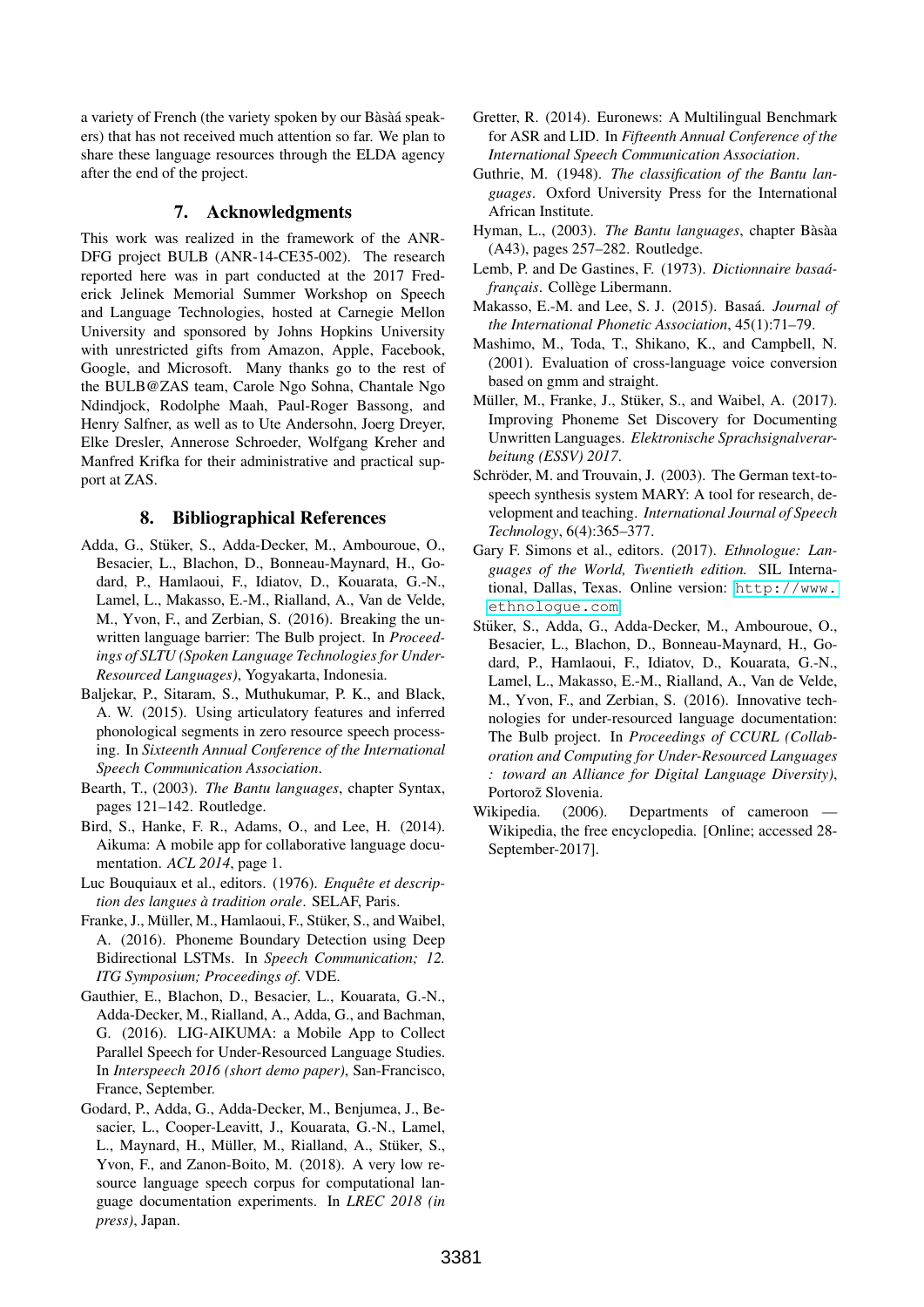a variety of French (the variety spoken by our Bàsàá speakers) that has not received much attention so far. We plan to share these language resources through the ELDA agency after the end of the project.

## 7. Acknowledgments

This work was realized in the framework of the ANR-DFG project BULB (ANR-14-CE35-002). The research reported here was in part conducted at the 2017 Frederick Jelinek Memorial Summer Workshop on Speech and Language Technologies, hosted at Carnegie Mellon University and sponsored by Johns Hopkins University with unrestricted gifts from Amazon, Apple, Facebook, Google, and Microsoft. Many thanks go to the rest of the BULB@ZAS team, Carole Ngo Sohna, Chantale Ngo Ndindjock, Rodolphe Maah, Paul-Roger Bassong, and Henry Salfner, as well as to Ute Andersohn, Joerg Dreyer, Elke Dresler, Annerose Schroeder, Wolfgang Kreher and Manfred Krifka for their administrative and practical support at ZAS.

## 8. Bibliographical References

Adda, G., Stüker, S., Adda-Decker, M., Ambouroue, O., Besacier, L., Blachon, D., Bonneau-Maynard, H., Godard, P., Hamlaoui, F., Idiatov, D., Kouarata, G.-N., Lamel, L., Makasso, E.-M., Rialland, A., Van de Velde, M., Yvon, F., and Zerbian, S. (2016). Breaking the unwritten language barrier: The Bulb project. In *Proceedings of SLTU (Spoken Language Technologies for Under-Resourced Languages)*, Yogyakarta, Indonesia.

Baljekar, P., Sitaram, S., Muthukumar, P. K., and Black, A. W. (2015). Using articulatory features and inferred phonological segments in zero resource speech processing. In *Sixteenth Annual Conference of the International Speech Communication Association*.

Bearth, T., (2003). *The Bantu languages*, chapter Syntax, pages 121–142. Routledge.

Bird, S., Hanke, F. R., Adams, O., and Lee, H. (2014). Aikuma: A mobile app for collaborative language documentation. *ACL 2014*, page 1.

Luc Bouquiaux et al., editors. (1976). *Enquête et description des langues à tradition orale*. SELAF, Paris.

Franke, J., Müller, M., Hamlaoui, F., Stüker, S., and Waibel, A. (2016). Phoneme Boundary Detection using Deep Bidirectional LSTMs. In *Speech Communication; 12. ITG Symposium; Proceedings of*. VDE.

Gauthier, E., Blachon, D., Besacier, L., Kouarata, G.-N., Adda-Decker, M., Rialland, A., Adda, G., and Bachman, G. (2016). LIG-AIKUMA: a Mobile App to Collect Parallel Speech for Under-Resourced Language Studies. In *Interspeech 2016 (short demo paper)*, San-Francisco, France, September.

Godard, P., Adda, G., Adda-Decker, M., Benjumea, J., Besacier, L., Cooper-Leavitt, J., Kouarata, G.-N., Lamel, L., Maynard, H., Müller, M., Rialland, A., Stüker, S., Yvon, F., and Zanon-Boito, M. (2018). A very low resource language speech corpus for computational language documentation experiments. In *LREC 2018 (in press)*, Japan.

Gretter, R. (2014). Euronews: A Multilingual Benchmark for ASR and LID. In *Fifteenth Annual Conference of the International Speech Communication Association*.

Guthrie, M. (1948). *The classification of the Bantu languages*. Oxford University Press for the International African Institute.

Hyman, L., (2003). *The Bantu languages*, chapter Bàsàa (A43), pages 257–282. Routledge.

Lemb, P. and De Gastines, F. (1973). *Dictionnaire basaá-français*. Collège Libermann.

Makasso, E.-M. and Lee, S. J. (2015). Basaá. *Journal of the International Phonetic Association*, 45(1):71–79.

Mashimo, M., Toda, T., Shikano, K., and Campbell, N. (2001). Evaluation of cross-language voice conversion based on gmm and straight.

Müller, M., Franke, J., Stüker, S., and Waibel, A. (2017). Improving Phoneme Set Discovery for Documenting Unwritten Languages. *Elektronische Sprachsignalverarbeitung (ESSV) 2017*.

Schröder, M. and Trouvain, J. (2003). The German text-to-speech synthesis system MARY: A tool for research, development and teaching. *International Journal of Speech Technology*, 6(4):365–377.

Gary F. Simons et al., editors. (2017). *Ethnologue: Languages of the World, Twentieth edition.* SIL International, Dallas, Texas. Online version: http://www.ethnologue.com.

Stüker, S., Adda, G., Adda-Decker, M., Ambouroue, O., Besacier, L., Blachon, D., Bonneau-Maynard, H., Godard, P., Hamlaoui, F., Idiatov, D., Kouarata, G.-N., Lamel, L., Makasso, E.-M., Rialland, A., Van de Velde, M., Yvon, F., and Zerbian, S. (2016). Innovative technologies for under-resourced language documentation: The Bulb project. In *Proceedings of CCURL (Collaboration and Computing for Under-Resourced Languages : toward an Alliance for Digital Language Diversity)*, Portorož Slovenia.

Wikipedia. (2006). Departments of cameroon — Wikipedia, the free encyclopedia. [Online; accessed 28-September-2017].